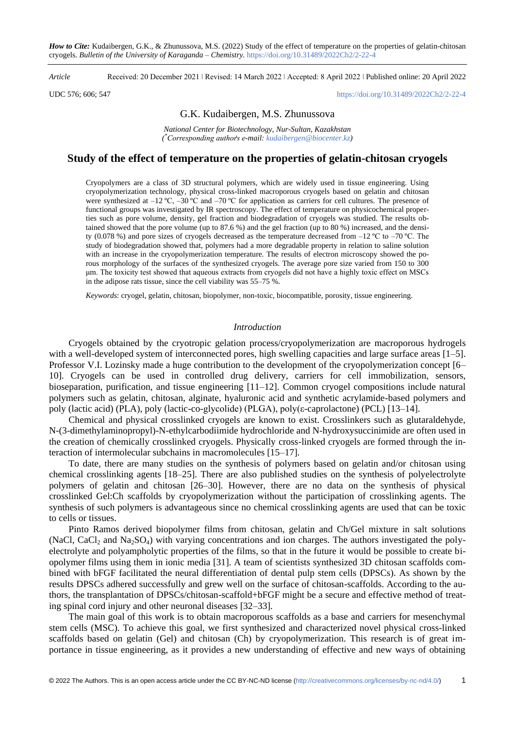*How to Cite:* Kudaibergen, G.K., & Zhunussova, M.S. (2022) Study of the effect of temperature on the properties of gelatin-chitosan cryogels. *Bulletin of the University of Karaganda – Chemistry.* https://doi.org/10.31489/2022Ch2/2-22-4

*Article* Received: 20 December 2021 | Revised: 14 March 2022 | Accepted: 8 April 2022 | Published online: 20 April 2022

UDC 576; 606; 547 https://doi.org/10.31489/2022Ch2/2-22-4

G.K. Kudaibergen, M.S. Zhunussova

*National Center for Biotechnology, Nur-Sultan, Kazakhstan*
*(*Corresponding author's e-mail: kudaibergen@biocenter.kz)*

# Study of the effect of temperature on the properties of gelatin-chitosan cryogels

Cryopolymers are a class of 3D structural polymers, which are widely used in tissue engineering. Using cryopolymerization technology, physical cross-linked macroporous cryogels based on gelatin and chitosan were synthesized at –12 ºC, –30 ºC and –70 ºC for application as carriers for cell cultures. The presence of functional groups was investigated by IR spectroscopy. The effect of temperature on physicochemical properties such as pore volume, density, gel fraction and biodegradation of cryogels was studied. The results obtained showed that the pore volume (up to 87.6 %) and the gel fraction (up to 80 %) increased, and the density (0.078 %) and pore sizes of cryogels decreased as the temperature decreased from –12 ºC to –70 ºC. The study of biodegradation showed that, polymers had a more degradable property in relation to saline solution with an increase in the cryopolymerization temperature. The results of electron microscopy showed the porous morphology of the surfaces of the synthesized cryogels. The average pore size varied from 150 to 300 μm. The toxicity test showed that aqueous extracts from cryogels did not have a highly toxic effect on MSCs in the adipose rats tissue, since the cell viability was 55–75 %.

*Keywords*: cryogel, gelatin, chitosan, biopolymer, non-toxic, biocompatible, porosity, tissue engineering.

## *Introduction*

Cryogels obtained by the cryotropic gelation process/cryopolymerization are macroporous hydrogels with a well-developed system of interconnected pores, high swelling capacities and large surface areas [1–5]. Professor V.I. Lozinsky made a huge contribution to the development of the cryopolymerization concept [6–10]. Cryogels can be used in controlled drug delivery, carriers for cell immobilization, sensors, bioseparation, purification, and tissue engineering [11–12]. Common cryogel compositions include natural polymers such as gelatin, chitosan, alginate, hyaluronic acid and synthetic acrylamide-based polymers and poly (lactic acid) (PLA), poly (lactic-co-glycolide) (PLGA), poly(ε-caprolactone) (PCL) [13–14].

Chemical and physical crosslinked cryogels are known to exist. Crosslinkers such as glutaraldehyde, N-(3-dimethylaminopropyl)-N-ethylcarbodiimide hydrochloride and N-hydroxysuccinimide are often used in the creation of chemically crosslinked cryogels. Physically cross-linked cryogels are formed through the interaction of intermolecular subchains in macromolecules [15–17].

To date, there are many studies on the synthesis of polymers based on gelatin and/or chitosan using chemical crosslinking agents [18–25]. There are also published studies on the synthesis of polyelectrolyte polymers of gelatin and chitosan [26–30]. However, there are no data on the synthesis of physical crosslinked Gel:Ch scaffolds by cryopolymerization without the participation of crosslinking agents. The synthesis of such polymers is advantageous since no chemical crosslinking agents are used that can be toxic to cells or tissues.

Pinto Ramos derived biopolymer films from chitosan, gelatin and Ch/Gel mixture in salt solutions (NaCl, $CaCl_2$ and $Na_2SO_4$) with varying concentrations and ion charges. The authors investigated the polyelectrolyte and polyampholytic properties of the films, so that in the future it would be possible to create biopolymer films using them in ionic media [31]. A team of scientists synthesized 3D chitosan scaffolds combined with bFGF facilitated the neural differentiation of dental pulp stem cells (DPSCs). As shown by the results DPSCs adhered successfully and grew well on the surface of chitosan-scaffolds. According to the authors, the transplantation of DPSCs/chitosan-scaffold+bFGF might be a secure and effective method of treating spinal cord injury and other neuronal diseases [32–33].

The main goal of this work is to obtain macroporous scaffolds as a base and carriers for mesenchymal stem cells (MSC). To achieve this goal, we first synthesized and characterized novel physical cross-linked scaffolds based on gelatin (Gel) and chitosan (Ch) by cryopolymerization. This research is of great importance in tissue engineering, as it provides a new understanding of effective and new ways of obtaining

© 2022 The Authors. This is an open access article under the CC BY-NC-ND license (http://creativecommons.org/licenses/by-nc-nd/4.0/)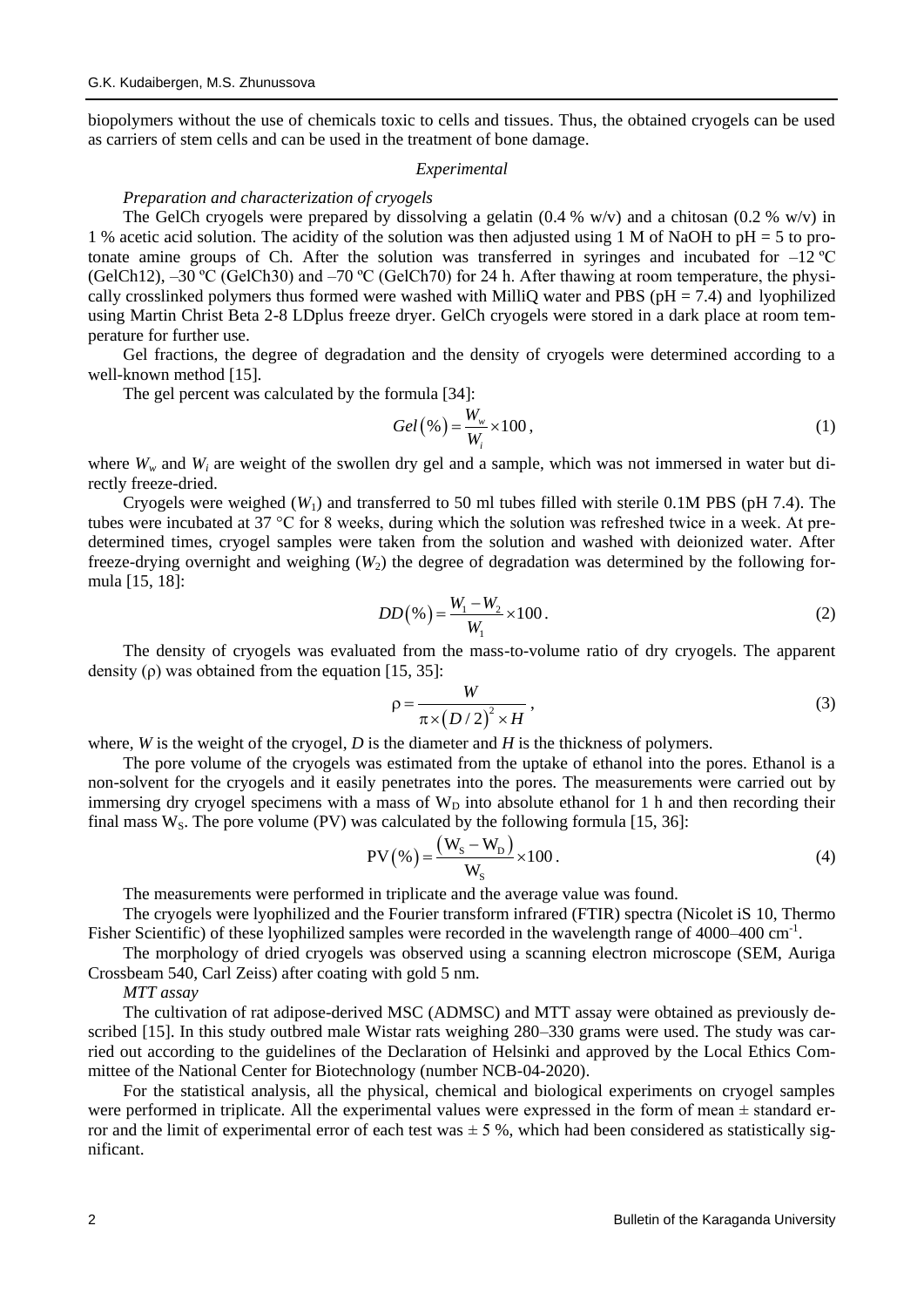biopolymers without the use of chemicals toxic to cells and tissues. Thus, the obtained cryogels can be used as carriers of stem cells and can be used in the treatment of bone damage.

## *Experimental*

*Preparation and characterization of cryogels*

The GelCh cryogels were prepared by dissolving a gelatin (0.4 % w/v) and a chitosan (0.2 % w/v) in 1 % acetic acid solution. The acidity of the solution was then adjusted using 1 M of NaOH to pH = 5 to protonate amine groups of Ch. After the solution was transferred in syringes and incubated for –12 ºC (GelCh12), –30 ºC (GelCh30) and –70 ºC (GelCh70) for 24 h. After thawing at room temperature, the physically crosslinked polymers thus formed were washed with MilliQ water and PBS (pH = 7.4) and lyophilized using Martin Christ Beta 2-8 LDplus freeze dryer. GelCh cryogels were stored in a dark place at room temperature for further use.

Gel fractions, the degree of degradation and the density of cryogels were determined according to a well-known method [15].

The gel percent was calculated by the formula [34]:

$$Gel(\%) = \frac{W_w}{W_i} \times 100, \tag{1}$$

where $W_w$ and $W_i$ are weight of the swollen dry gel and a sample, which was not immersed in water but directly freeze-dried.

Cryogels were weighed ($W_1$) and transferred to 50 ml tubes filled with sterile 0.1M PBS (pH 7.4). The tubes were incubated at 37 °C for 8 weeks, during which the solution was refreshed twice in a week. At predetermined times, cryogel samples were taken from the solution and washed with deionized water. After freeze-drying overnight and weighing ($W_2$) the degree of degradation was determined by the following formula [15, 18]:

$$DD(\%) = \frac{W_1 - W_2}{W_1} \times 100. \tag{2}$$

The density of cryogels was evaluated from the mass-to-volume ratio of dry cryogels. The apparent density (ρ) was obtained from the equation [15, 35]:

$$\rho = \frac{W}{\pi \times (D/2)^2 \times H}, \tag{3}$$

where, $W$ is the weight of the cryogel, $D$ is the diameter and $H$ is the thickness of polymers.

The pore volume of the cryogels was estimated from the uptake of ethanol into the pores. Ethanol is a non-solvent for the cryogels and it easily penetrates into the pores. The measurements were carried out by immersing dry cryogel specimens with a mass of $W_D$ into absolute ethanol for 1 h and then recording their final mass $W_S$. The pore volume (PV) was calculated by the following formula [15, 36]:

$$PV(\%) = \frac{(W_S - W_D)}{W_S} \times 100. \tag{4}$$

The measurements were performed in triplicate and the average value was found.

The cryogels were lyophilized and the Fourier transform infrared (FTIR) spectra (Nicolet iS 10, Thermo Fisher Scientific) of these lyophilized samples were recorded in the wavelength range of 4000–400 cm$^{-1}$.

The morphology of dried cryogels was observed using a scanning electron microscope (SEM, Auriga Crossbeam 540, Carl Zeiss) after coating with gold 5 nm.

*MTT assay*

The cultivation of rat adipose-derived MSC (ADMSC) and MTT assay were obtained as previously described [15]. In this study outbred male Wistar rats weighing 280–330 grams were used. The study was carried out according to the guidelines of the Declaration of Helsinki and approved by the Local Ethics Committee of the National Center for Biotechnology (number NCB-04-2020).

For the statistical analysis, all the physical, chemical and biological experiments on cryogel samples were performed in triplicate. All the experimental values were expressed in the form of mean ± standard error and the limit of experimental error of each test was ± 5 %, which had been considered as statistically significant.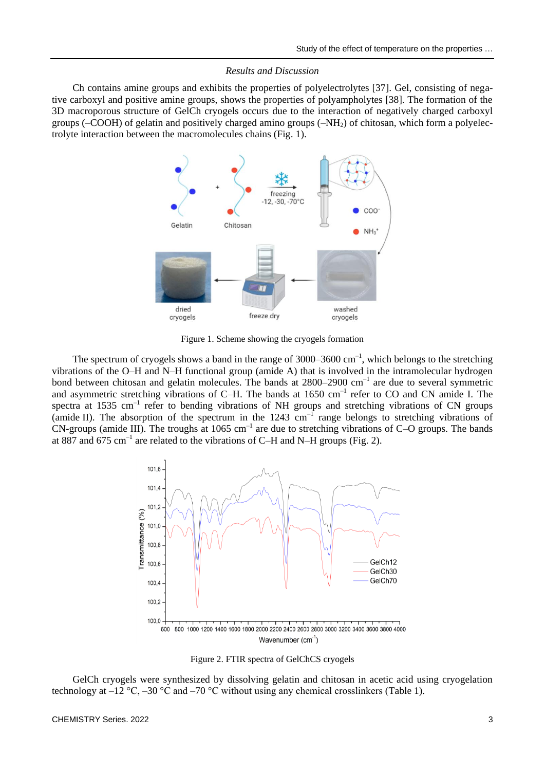*Results and Discussion*

Ch contains amine groups and exhibits the properties of polyelectrolytes [37]. Gel, consisting of negative carboxyl and positive amine groups, shows the properties of polyampholytes [38]. The formation of the 3D macroporous structure of GelCh cryogels occurs due to the interaction of negatively charged carboxyl groups (–COOH) of gelatin and positively charged amino groups (–$NH_2$) of chitosan, which form a polyelectrolyte interaction between the macromolecules chains (Fig. 1).

Figure 1. Scheme showing the cryogels formation

The spectrum of cryogels shows a band in the range of 3000–3600 $cm^{-1}$, which belongs to the stretching vibrations of the O–H and N–H functional group (amide A) that is involved in the intramolecular hydrogen bond between chitosan and gelatin molecules. The bands at 2800–2900 $cm^{-1}$ are due to several symmetric and asymmetric stretching vibrations of C–H. The bands at 1650 $cm^{-1}$ refer to CO and CN amide I. The spectra at 1535 $cm^{-1}$ refer to bending vibrations of NH groups and stretching vibrations of CN groups (amide II). The absorption of the spectrum in the 1243 $cm^{-1}$ range belongs to stretching vibrations of CN-groups (amide III). The troughs at 1065 $cm^{-1}$ are due to stretching vibrations of C–O groups. The bands at 887 and 675 $cm^{-1}$ are related to the vibrations of C–H and N–H groups (Fig. 2).

Figure 2. FTIR spectra of GelChCS cryogels

GelCh cryogels were synthesized by dissolving gelatin and chitosan in acetic acid using cryogelation technology at –12 °C, –30 °C and –70 °C without using any chemical crosslinkers (Table 1).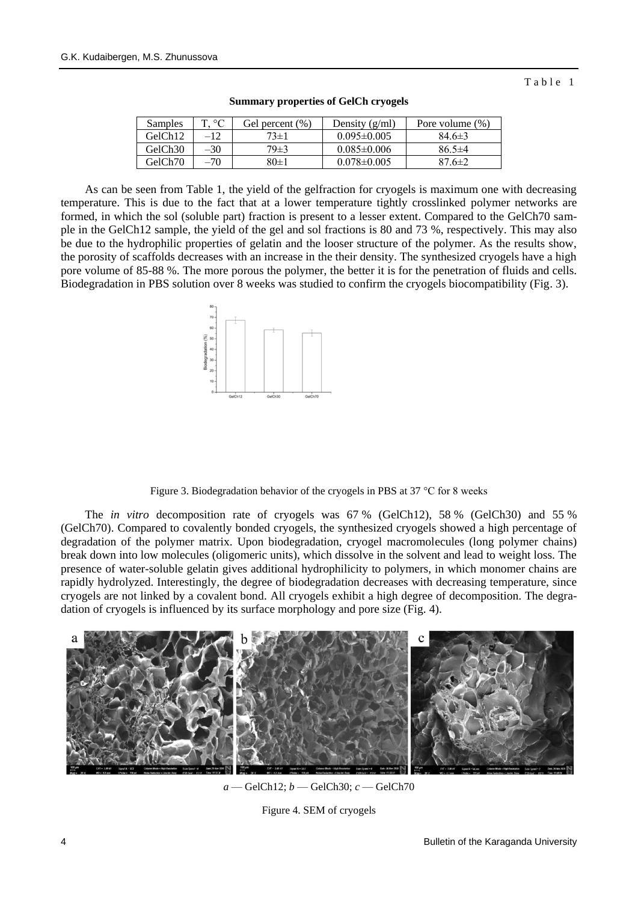Table 1

**Summary properties of GelCh cryogels**

| Samples | T, °C | Gel percent (%) | Density (g/ml) | Pore volume (%) |
|---|---|---|---|---|
| GelCh12 | −12 | 73±1 | 0.095±0.005 | 84.6±3 |
| GelCh30 | −30 | 79±3 | 0.085±0.006 | 86.5±4 |
| GelCh70 | −70 | 80±1 | 0.078±0.005 | 87.6±2 |

As can be seen from Table 1, the yield of the gelfraction for cryogels is maximum one with decreasing temperature. This is due to the fact that at a lower temperature tightly crosslinked polymer networks are formed, in which the sol (soluble part) fraction is present to a lesser extent. Compared to the GelCh70 sample in the GelCh12 sample, the yield of the gel and sol fractions is 80 and 73 %, respectively. This may also be due to the hydrophilic properties of gelatin and the looser structure of the polymer. As the results show, the porosity of scaffolds decreases with an increase in the their density. The synthesized cryogels have a high pore volume of 85-88 %. The more porous the polymer, the better it is for the penetration of fluids and cells. Biodegradation in PBS solution over 8 weeks was studied to confirm the cryogels biocompatibility (Fig. 3).

Figure 3. Biodegradation behavior of the cryogels in PBS at 37 °C for 8 weeks

The *in vitro* decomposition rate of cryogels was 67 % (GelCh12), 58 % (GelCh30) and 55 % (GelCh70). Compared to covalently bonded cryogels, the synthesized cryogels showed a high percentage of degradation of the polymer matrix. Upon biodegradation, cryogel macromolecules (long polymer chains) break down into low molecules (oligomeric units), which dissolve in the solvent and lead to weight loss. The presence of water-soluble gelatin gives additional hydrophilicity to polymers, in which monomer chains are rapidly hydrolyzed. Interestingly, the degree of biodegradation decreases with decreasing temperature, since cryogels are not linked by a covalent bond. All cryogels exhibit a high degree of decomposition. The degradation of cryogels is influenced by its surface morphology and pore size (Fig. 4).

*a* — GelCh12; *b* — GelCh30; *c* — GelCh70

Figure 4. SEM of cryogels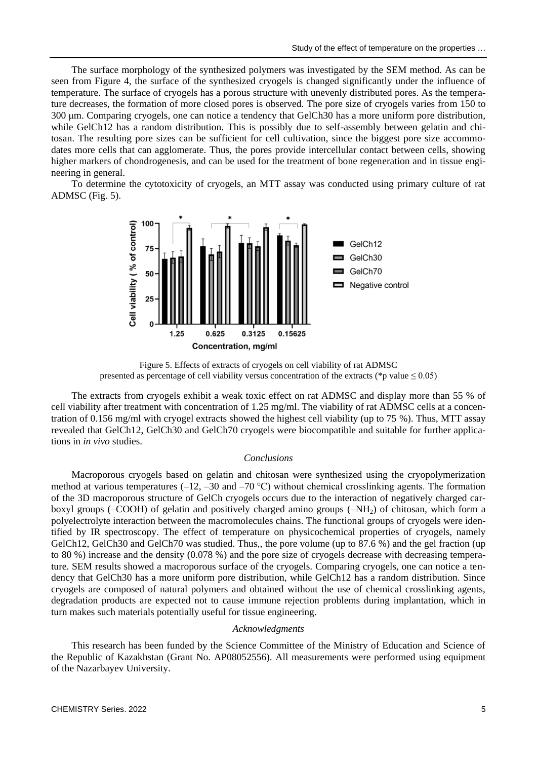The surface morphology of the synthesized polymers was investigated by the SEM method. As can be seen from Figure 4, the surface of the synthesized cryogels is changed significantly under the influence of temperature. The surface of cryogels has a porous structure with unevenly distributed pores. As the temperature decreases, the formation of more closed pores is observed. The pore size of cryogels varies from 150 to 300 μm. Comparing cryogels, one can notice a tendency that GelCh30 has a more uniform pore distribution, while GelCh12 has a random distribution. This is possibly due to self-assembly between gelatin and chitosan. The resulting pore sizes can be sufficient for cell cultivation, since the biggest pore size accommodates more cells that can agglomerate. Thus, the pores provide intercellular contact between cells, showing higher markers of chondrogenesis, and can be used for the treatment of bone regeneration and in tissue engineering in general.

To determine the cytotoxicity of cryogels, an MTT assay was conducted using primary culture of rat ADMSC (Fig. 5).

Figure 5. Effects of extracts of cryogels on cell viability of rat ADMSC presented as percentage of cell viability versus concentration of the extracts (*p value $\leq 0.05$)

The extracts from cryogels exhibit a weak toxic effect on rat ADMSC and display more than 55 % of cell viability after treatment with concentration of 1.25 mg/ml. The viability of rat ADMSC cells at a concentration of 0.156 mg/ml with cryogel extracts showed the highest cell viability (up to 75 %). Thus, MTT assay revealed that GelCh12, GelCh30 and GelCh70 cryogels were biocompatible and suitable for further applications in *in vivo* studies.

## *Conclusions*

Macroporous cryogels based on gelatin and chitosan were synthesized using the cryopolymerization method at various temperatures (–12, –30 and –70 °C) without chemical crosslinking agents. The formation of the 3D macroporous structure of GelCh cryogels occurs due to the interaction of negatively charged carboxyl groups (–COOH) of gelatin and positively charged amino groups ($-NH_2$) of chitosan, which form a polyelectrolyte interaction between the macromolecules chains. The functional groups of cryogels were identified by IR spectroscopy. The effect of temperature on physicochemical properties of cryogels, namely GelCh12, GelCh30 and GelCh70 was studied. Thus,, the pore volume (up to 87.6 %) and the gel fraction (up to 80 %) increase and the density (0.078 %) and the pore size of cryogels decrease with decreasing temperature. SEM results showed a macroporous surface of the cryogels. Comparing cryogels, one can notice a tendency that GelCh30 has a more uniform pore distribution, while GelCh12 has a random distribution. Since cryogels are composed of natural polymers and obtained without the use of chemical crosslinking agents, degradation products are expected not to cause immune rejection problems during implantation, which in turn makes such materials potentially useful for tissue engineering.

## *Acknowledgments*

This research has been funded by the Science Committee of the Ministry of Education and Science of the Republic of Kazakhstan (Grant No. AP08052556). All measurements were performed using equipment of the Nazarbayev University.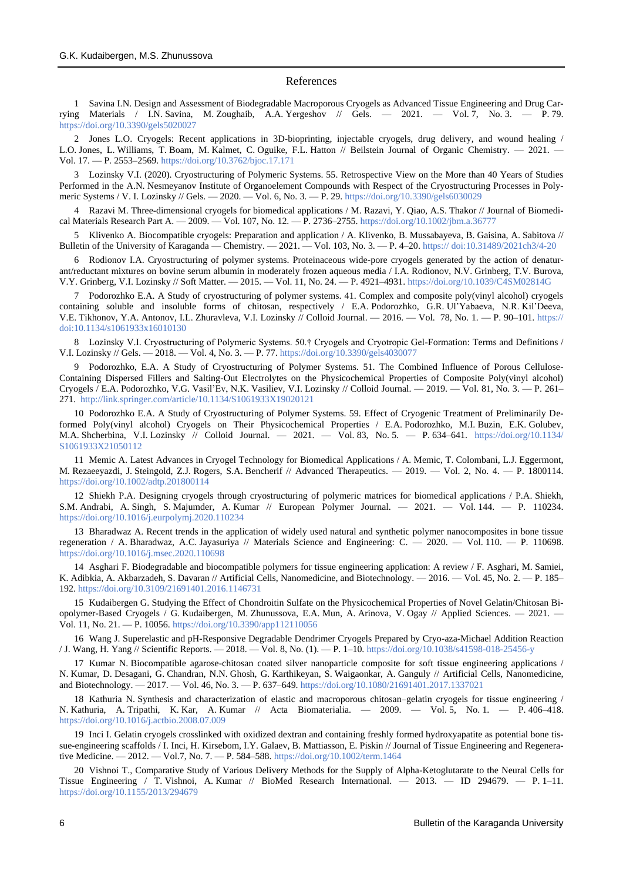## References

1 Savina I.N. Design and Assessment of Biodegradable Macroporous Cryogels as Advanced Tissue Engineering and Drug Carrying Materials / I.N. Savina, M. Zoughaib, A.A. Yergeshov // Gels. — 2021. — Vol. 7, No. 3. — P. 79. https://doi.org/10.3390/gels5020027

2 Jones L.O. Cryogels: Recent applications in 3D-bioprinting, injectable cryogels, drug delivery, and wound healing / L.O. Jones, L. Williams, T. Boam, M. Kalmet, C. Oguike, F.L. Hatton // Beilstein Journal of Organic Chemistry. — 2021. — Vol. 17. — P. 2553–2569. https://doi.org/10.3762/bjoc.17.171

3 Lozinsky V.I. (2020). Cryostructuring of Polymeric Systems. 55. Retrospective View on the More than 40 Years of Studies Performed in the A.N. Nesmeyanov Institute of Organoelement Compounds with Respect of the Cryostructuring Processes in Polymeric Systems / V. I. Lozinsky // Gels. — 2020. — Vol. 6, No. 3. — P. 29. https://doi.org/10.3390/gels6030029

4 Razavi M. Three-dimensional cryogels for biomedical applications / M. Razavi, Y. Qiao, A.S. Thakor // Journal of Biomedical Materials Research Part A. — 2009. — Vol. 107, No. 12. — P. 2736–2755. https://doi.org/10.1002/jbm.a.36777

5 Klivenko A. Biocompatible cryogels: Preparation and application / A. Klivenko, B. Mussabayeva, B. Gaisina, A. Sabitova // Bulletin of the University of Karaganda — Chemistry. — 2021. — Vol. 103, No. 3. — P. 4–20. https:// doi:10.31489/2021ch3/4-20

6 Rodionov I.A. Cryostructuring of polymer systems. Proteinaceous wide-pore cryogels generated by the action of denaturant/reductant mixtures on bovine serum albumin in moderately frozen aqueous media / I.A. Rodionov, N.V. Grinberg, T.V. Burova, V.Y. Grinberg, V.I. Lozinsky // Soft Matter. — 2015. — Vol. 11, No. 24. — P. 4921–4931. https://doi.org/10.1039/C4SM02814G

7 Podorozhko E.A. A Study of cryostructuring of polymer systems. 41. Complex and composite poly(vinyl alcohol) cryogels containing soluble and insoluble forms of chitosan, respectively / E.A. Podorozhko, G.R. Ul'Yabaeva, N.R. Kil'Deeva, V.E. Tikhonov, Y.A. Antonov, I.L. Zhuravleva, V.I. Lozinsky // Colloid Journal. — 2016. — Vol. 78, No. 1. — P. 90–101. https:// doi:10.1134/s1061933x16010130

8 Lozinsky V.I. Cryostructuring of Polymeric Systems. 50.† Cryogels and Cryotropic Gel-Formation: Terms and Definitions / V.I. Lozinsky // Gels. — 2018. — Vol. 4, No. 3. — P. 77. https://doi.org/10.3390/gels4030077

9 Podorozhko, E.A. A Study of Cryostructuring of Polymer Systems. 51. The Combined Influence of Porous Cellulose-Containing Dispersed Fillers and Salting-Out Electrolytes on the Physicochemical Properties of Composite Poly(vinyl alcohol) Cryogels / E.A. Podorozhko, V.G. Vasil'Ev, N.K. Vasiliev, V.I. Lozinsky // Colloid Journal. — 2019. — Vol. 81, No. 3. — P. 261–271. http://link.springer.com/article/10.1134/S1061933X19020121

10 Podorozhko E.A. A Study of Cryostructuring of Polymer Systems. 59. Effect of Cryogenic Treatment of Preliminarily Deformed Poly(vinyl alcohol) Cryogels on Their Physicochemical Properties / E.A. Podorozhko, M.I. Buzin, E.K. Golubev, M.A. Shcherbina, V.I. Lozinsky // Colloid Journal. — 2021. — Vol. 83, No. 5. — P. 634–641. https://doi.org/10.1134/S1061933X21050112

11 Memic A. Latest Advances in Cryogel Technology for Biomedical Applications / A. Memic, T. Colombani, L.J. Eggermont, M. Rezaeeyazdi, J. Steingold, Z.J. Rogers, S.A. Bencherif // Advanced Therapeutics. — 2019. — Vol. 2, No. 4. — P. 1800114. https://doi.org/10.1002/adtp.201800114

12 Shiekh P.A. Designing cryogels through cryostructuring of polymeric matrices for biomedical applications / P.A. Shiekh, S.M. Andrabi, A. Singh, S. Majumder, A. Kumar // European Polymer Journal. — 2021. — Vol. 144. — P. 110234. https://doi.org/10.1016/j.eurpolymj.2020.110234

13 Bharadwaz A. Recent trends in the application of widely used natural and synthetic polymer nanocomposites in bone tissue regeneration / A. Bharadwaz, A.C. Jayasuriya // Materials Science and Engineering: C. — 2020. — Vol. 110. — P. 110698. https://doi.org/10.1016/j.msec.2020.110698

14 Asghari F. Biodegradable and biocompatible polymers for tissue engineering application: A review / F. Asghari, M. Samiei, K. Adibkia, A. Akbarzadeh, S. Davaran // Artificial Cells, Nanomedicine, and Biotechnology. — 2016. — Vol. 45, No. 2. — P. 185–192. https://doi.org/10.3109/21691401.2016.1146731

15 Kudaibergen G. Studying the Effect of Chondroitin Sulfate on the Physicochemical Properties of Novel Gelatin/Chitosan Biopolymer-Based Cryogels / G. Kudaibergen, M. Zhunussova, E.A. Mun, A. Arinova, V. Ogay // Applied Sciences. — 2021. — Vol. 11, No. 21. — P. 10056. https://doi.org/10.3390/app112110056

16 Wang J. Superelastic and pH-Responsive Degradable Dendrimer Cryogels Prepared by Cryo-aza-Michael Addition Reaction / J. Wang, H. Yang // Scientific Reports. — 2018. — Vol. 8, No. (1). — P. 1–10. https://doi.org/10.1038/s41598-018-25456-y

17 Kumar N. Biocompatible agarose-chitosan coated silver nanoparticle composite for soft tissue engineering applications / N. Kumar, D. Desagani, G. Chandran, N.N. Ghosh, G. Karthikeyan, S. Waigaonkar, A. Ganguly // Artificial Cells, Nanomedicine, and Biotechnology. — 2017. — Vol. 46, No. 3. — P. 637–649. https://doi.org/10.1080/21691401.2017.1337021

18 Kathuria N. Synthesis and characterization of elastic and macroporous chitosan–gelatin cryogels for tissue engineering / N. Kathuria, A. Tripathi, K. Kar, A. Kumar // Acta Biomaterialia. — 2009. — Vol. 5, No. 1. — P. 406–418. https://doi.org/10.1016/j.actbio.2008.07.009

19 Inci I. Gelatin cryogels crosslinked with oxidized dextran and containing freshly formed hydroxyapatite as potential bone tissue-engineering scaffolds / I. Inci, H. Kirsebom, I.Y. Galaev, B. Mattiasson, E. Piskin // Journal of Tissue Engineering and Regenerative Medicine. — 2012. — Vol.7, No. 7. — P. 584–588. https://doi.org/10.1002/term.1464

20 Vishnoi T., Comparative Study of Various Delivery Methods for the Supply of Alpha-Ketoglutarate to the Neural Cells for Tissue Engineering / T. Vishnoi, A. Kumar // BioMed Research International. — 2013. — ID 294679. — P. 1–11. https://doi.org/10.1155/2013/294679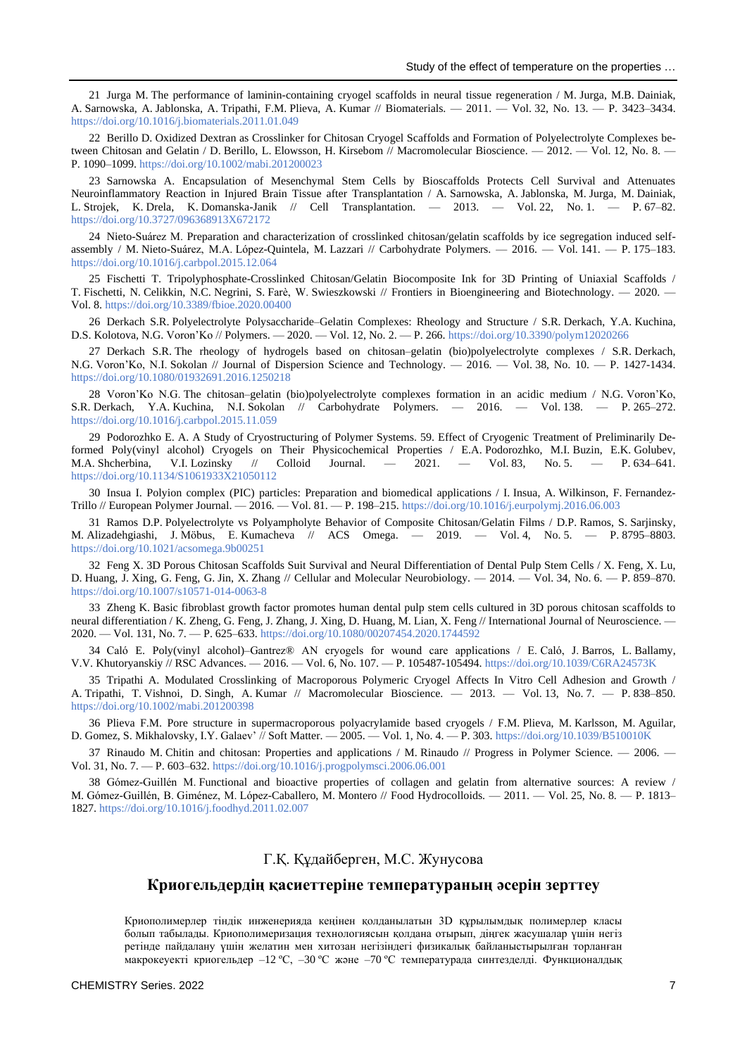21 Jurga M. The performance of laminin-containing cryogel scaffolds in neural tissue regeneration / M. Jurga, M.B. Dainiak, A. Sarnowska, A. Jablonska, A. Tripathi, F.M. Plieva, A. Kumar // Biomaterials. — 2011. — Vol. 32, No. 13. — P. 3423–3434. https://doi.org/10.1016/j.biomaterials.2011.01.049

22 Berillo D. Oxidized Dextran as Crosslinker for Chitosan Cryogel Scaffolds and Formation of Polyelectrolyte Complexes between Chitosan and Gelatin / D. Berillo, L. Elowsson, H. Kirsebom // Macromolecular Bioscience. — 2012. — Vol. 12, No. 8. — P. 1090–1099. https://doi.org/10.1002/mabi.201200023

23 Sarnowska A. Encapsulation of Mesenchymal Stem Cells by Bioscaffolds Protects Cell Survival and Attenuates Neuroinflammatory Reaction in Injured Brain Tissue after Transplantation / A. Sarnowska, A. Jablonska, M. Jurga, M. Dainiak, L. Strojek, K. Drela, K. Domanska-Janik // Cell Transplantation. — 2013. — Vol. 22, No. 1. — P. 67–82. https://doi.org/10.3727/096368913X672172

24 Nieto-Suárez M. Preparation and characterization of crosslinked chitosan/gelatin scaffolds by ice segregation induced self-assembly / M. Nieto-Suárez, M.A. López-Quintela, M. Lazzari // Carbohydrate Polymers. — 2016. — Vol. 141. — P. 175–183. https://doi.org/10.1016/j.carbpol.2015.12.064

25 Fischetti T. Tripolyphosphate-Crosslinked Chitosan/Gelatin Biocomposite Ink for 3D Printing of Uniaxial Scaffolds / T. Fischetti, N. Celikkin, N.C. Negrini, S. Farè, W. Swieszkowski // Frontiers in Bioengineering and Biotechnology. — 2020. — Vol. 8. https://doi.org/10.3389/fbioe.2020.00400

26 Derkach S.R. Polyelectrolyte Polysaccharide–Gelatin Complexes: Rheology and Structure / S.R. Derkach, Y.A. Kuchina, D.S. Kolotova, N.G. Voron'Ko // Polymers. — 2020. — Vol. 12, No. 2. — P. 266. https://doi.org/10.3390/polym12020266

27 Derkach S.R. The rheology of hydrogels based on chitosan–gelatin (bio)polyelectrolyte complexes / S.R. Derkach, N.G. Voron'Ko, N.I. Sokolan // Journal of Dispersion Science and Technology. — 2016. — Vol. 38, No. 10. — P. 1427-1434. https://doi.org/10.1080/01932691.2016.1250218

28 Voron'Ko N.G. The chitosan–gelatin (bio)polyelectrolyte complexes formation in an acidic medium / N.G. Voron'Ko, S.R. Derkach, Y.A. Kuchina, N.I. Sokolan // Carbohydrate Polymers. — 2016. — Vol. 138. — P. 265–272. https://doi.org/10.1016/j.carbpol.2015.11.059

29 Podorozhko E. A. A Study of Cryostructuring of Polymer Systems. 59. Effect of Cryogenic Treatment of Preliminarily Deformed Poly(vinyl alcohol) Cryogels on Their Physicochemical Properties / E.A. Podorozhko, M.I. Buzin, E.K. Golubev, M.A. Shcherbina, V.I. Lozinsky // Colloid Journal. — 2021. — Vol. 83, No. 5. — P. 634–641. https://doi.org/10.1134/S1061933X21050112

30 Insua I. Polyion complex (PIC) particles: Preparation and biomedical applications / I. Insua, A. Wilkinson, F. Fernandez-Trillo // European Polymer Journal. — 2016. — Vol. 81. — P. 198–215. https://doi.org/10.1016/j.eurpolymj.2016.06.003

31 Ramos D.P. Polyelectrolyte vs Polyampholyte Behavior of Composite Chitosan/Gelatin Films / D.P. Ramos, S. Sarjinsky, M. Alizadehgiashi, J. Möbus, E. Kumacheva // ACS Omega. — 2019. — Vol. 4, No. 5. — P. 8795–8803. https://doi.org/10.1021/acsomega.9b00251

32 Feng X. 3D Porous Chitosan Scaffolds Suit Survival and Neural Differentiation of Dental Pulp Stem Cells / X. Feng, X. Lu, D. Huang, J. Xing, G. Feng, G. Jin, X. Zhang // Cellular and Molecular Neurobiology. — 2014. — Vol. 34, No. 6. — P. 859–870. https://doi.org/10.1007/s10571-014-0063-8

33 Zheng K. Basic fibroblast growth factor promotes human dental pulp stem cells cultured in 3D porous chitosan scaffolds to neural differentiation / K. Zheng, G. Feng, J. Zhang, J. Xing, D. Huang, M. Lian, X. Feng // International Journal of Neuroscience. — 2020. — Vol. 131, No. 7. — P. 625–633. https://doi.org/10.1080/00207454.2020.1744592

34 Caló E. Poly(vinyl alcohol)–Gantrez® AN cryogels for wound care applications / E. Caló, J. Barros, L. Ballamy, V.V. Khutoryanskiy // RSC Advances. — 2016. — Vol. 6, No. 107. — P. 105487-105494. https://doi.org/10.1039/C6RA24573K

35 Tripathi A. Modulated Crosslinking of Macroporous Polymeric Cryogel Affects In Vitro Cell Adhesion and Growth / A. Tripathi, T. Vishnoi, D. Singh, A. Kumar // Macromolecular Bioscience. — 2013. — Vol. 13, No. 7. — P. 838–850. https://doi.org/10.1002/mabi.201200398

36 Plieva F.M. Pore structure in supermacroporous polyacrylamide based cryogels / F.M. Plieva, M. Karlsson, M. Aguilar, D. Gomez, S. Mikhalovsky, I.Y. Galaev' // Soft Matter. — 2005. — Vol. 1, No. 4. — P. 303. https://doi.org/10.1039/B510010K

37 Rinaudo M. Chitin and chitosan: Properties and applications / M. Rinaudo // Progress in Polymer Science. — 2006. — Vol. 31, No. 7. — P. 603–632. https://doi.org/10.1016/j.progpolymsci.2006.06.001

38 Gómez-Guillén M. Functional and bioactive properties of collagen and gelatin from alternative sources: A review / M. Gómez-Guillén, B. Giménez, M. López-Caballero, M. Montero // Food Hydrocolloids. — 2011. — Vol. 25, No. 8. — P. 1813–1827. https://doi.org/10.1016/j.foodhyd.2011.02.007

Г.Қ. Құдайберген, М.С. Жунусова

## Криогельдердің қасиеттеріне температураның әсерін зерттеу

Криополимерлер тіндік инженерияда кеңінен қолданылатын 3D құрылымдық полимерлер класы болып табылады. Криополимеризация технологиясын қолдана отырып, діңгек жасушалар үшін негіз ретінде пайдалану үшін желатин мен хитозан негізіндегі физикалық байланыстырылған торланған макрокеуекті криогельдер –12 ºС, –30 ºС және –70 ºС температурада синтезделді. Функционалдық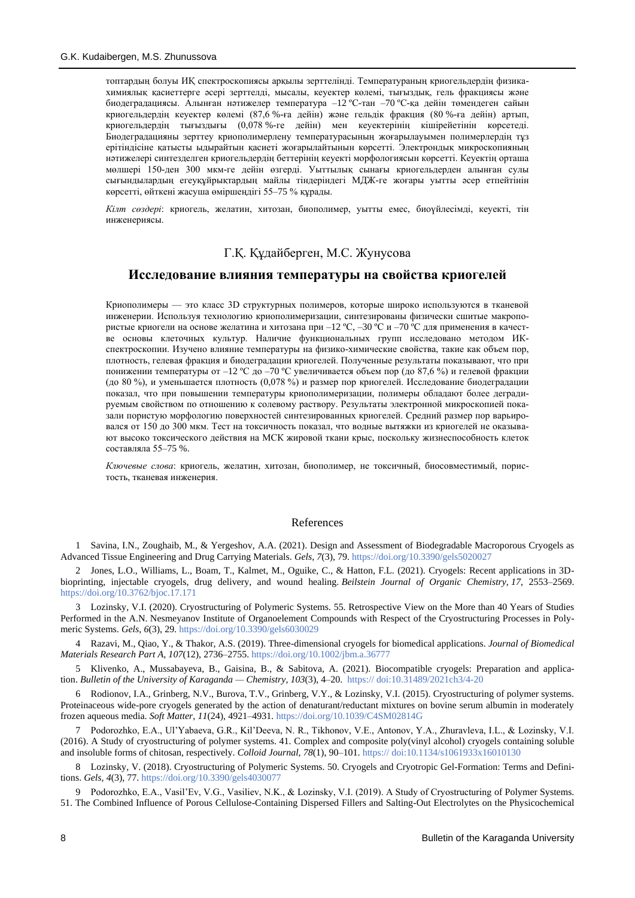топтардың болуы ИҚ спектроскопиясы арқылы зерттелінді. Температураның криогельдердің физика-химиялық қасиеттерге әсері зерттелді, мысалы, кеуектер көлемі, тығыздық, гель фракциясы және биодеградациясы. Алынған нәтижелер температура –12 ºС-тан –70 ºС-қа дейін төмендеген сайын криогельдердің кеуектер көлемі (87,6 %-ға дейін) және гельдік фракция (80 %-ға дейін) артып, криогельдердің тығыздығы (0,078 %-ге дейін) мен кеуектерінің кішірейетінін көрсетеді. Биодеградацияны зерттеу криополимерлену температурасының жоғарылауымен полимерлердің тұз ерітіндісіне қатысты ыдырайтын қасиеті жоғарылайтынын көрсетті. Электрондық микроскопияның нәтижелері синтезделген криогельдердің беттерінің кеуекті морфологиясын көрсетті. Кеуектің орташа мөлшері 150-ден 300 мкм-ге дейін өзгерді. Уыттылық сынағы криогельдерден алынған сулы сығындылардың егеуқұйрықтардың майлы тіндеріндегі МДЖ-ге жоғары уытты әсер етпейтінін көрсетті, өйткені жасуша өміршеңдігі 55–75 % құрады.

*Кілт сөздері*: криогель, желатин, хитозан, биополимер, уытты емес, биоүйлесімді, кеуекті, тін инженериясы.

## Г.Қ. Құдайберген, М.С. Жунусова

## Исследование влияния температуры на свойства криогелей

Криополимеры — это класс 3D структурных полимеров, которые широко используются в тканевой инженерии. Используя технологию криополимеризации, синтезированы физически сшитые макропористые криогели на основе желатина и хитозана при –12 ºС, –30 ºС и –70 ºС для применения в качестве основы клеточных культур. Наличие функциональных групп исследовано методом ИК-спектроскопии. Изучено влияние температуры на физико-химические свойства, такие как объем пор, плотность, гелевая фракция и биодеградации криогелей. Полученные результаты показывают, что при понижении температуры от –12 ºС до –70 ºС увеличивается объем пор (до 87,6 %) и гелевой фракции (до 80 %), и уменьшается плотность (0,078 %) и размер пор криогелей. Исследование биодеградации показал, что при повышении температуры криополимеризации, полимеры обладают более деградируемым свойством по отношению к солевому раствору. Результаты электронной микроскопией показали пористую морфологию поверхностей синтезированных криогелей. Средний размер пор варьировался от 150 до 300 мкм. Тест на токсичность показал, что водные вытяжки из криогелей не оказывают высоко токсического действия на МСК жировой ткани крыс, поскольку жизнеспособность клеток составляла 55–75 %.

*Ключевые слова*: криогель, желатин, хитозан, биополимер, не токсичный, биосовместимый, пористость, тканевая инженерия.

## References

1 Savina, I.N., Zoughaib, M., & Yergeshov, A.A. (2021). Design and Assessment of Biodegradable Macroporous Cryogels as Advanced Tissue Engineering and Drug Carrying Materials. *Gels*, *7*(3), 79. https://doi.org/10.3390/gels5020027

2 Jones, L.O., Williams, L., Boam, T., Kalmet, M., Oguike, C., & Hatton, F.L. (2021). Cryogels: Recent applications in 3D-bioprinting, injectable cryogels, drug delivery, and wound healing. *Beilstein Journal of Organic Chemistry, 17*, 2553–2569. https://doi.org/10.3762/bjoc.17.171

3 Lozinsky, V.I. (2020). Cryostructuring of Polymeric Systems. 55. Retrospective View on the More than 40 Years of Studies Performed in the A.N. Nesmeyanov Institute of Organoelement Compounds with Respect of the Cryostructuring Processes in Polymeric Systems. *Gels, 6*(3), 29. https://doi.org/10.3390/gels6030029

4 Razavi, M., Qiao, Y., & Thakor, A.S. (2019). Three-dimensional cryogels for biomedical applications. *Journal of Biomedical Materials Research Part A, 107*(12), 2736–2755. https://doi.org/10.1002/jbm.a.36777

5 Klivenko, A., Mussabayeva, B., Gaisina, B., & Sabitova, A. (2021). Biocompatible cryogels: Preparation and application. *Bulletin of the University of Karaganda — Chemistry, 103*(3), 4–20. https:// doi:10.31489/2021ch3/4-20

6 Rodionov, I.A., Grinberg, N.V., Burova, T.V., Grinberg, V.Y., & Lozinsky, V.I. (2015). Cryostructuring of polymer systems. Proteinaceous wide-pore cryogels generated by the action of denaturant/reductant mixtures on bovine serum albumin in moderately frozen aqueous media. *Soft Matter, 11*(24), 4921–4931. https://doi.org/10.1039/C4SM02814G

7 Podorozhko, E.A., Ul'Yabaeva, G.R., Kil'Deeva, N. R., Tikhonov, V.E., Antonov, Y.A., Zhuravleva, I.L., & Lozinsky, V.I. (2016). A Study of cryostructuring of polymer systems. 41. Complex and composite poly(vinyl alcohol) cryogels containing soluble and insoluble forms of chitosan, respectively. *Colloid Journal, 78*(1), 90–101. https:// doi:10.1134/s1061933x16010130

8 Lozinsky, V. (2018). Cryostructuring of Polymeric Systems. 50. Cryogels and Cryotropic Gel-Formation: Terms and Definitions. *Gels, 4*(3), 77. https://doi.org/10.3390/gels4030077

9 Podorozhko, E.A., Vasil'Ev, V.G., Vasiliev, N.K., & Lozinsky, V.I. (2019). A Study of Cryostructuring of Polymer Systems. 51. The Combined Influence of Porous Cellulose-Containing Dispersed Fillers and Salting-Out Electrolytes on the Physicochemical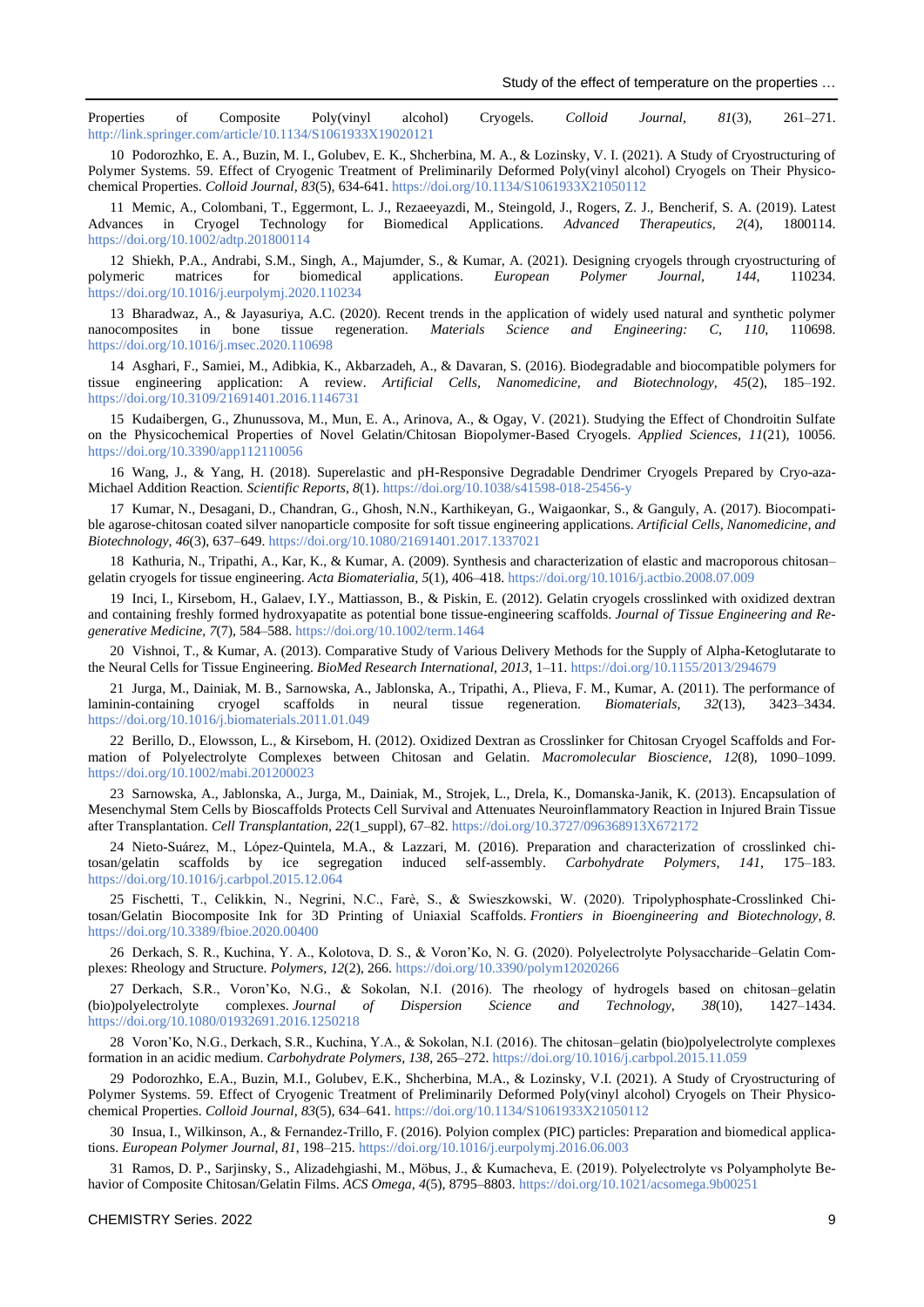Properties of Composite Poly(vinyl alcohol) Cryogels. *Colloid Journal, 81*(3), 261–271. http://link.springer.com/article/10.1134/S1061933X19020121

10 Podorozhko, E. A., Buzin, M. I., Golubev, E. K., Shcherbina, M. A., & Lozinsky, V. I. (2021). A Study of Cryostructuring of Polymer Systems. 59. Effect of Cryogenic Treatment of Preliminarily Deformed Poly(vinyl alcohol) Cryogels on Their Physicochemical Properties. *Colloid Journal, 83*(5), 634-641. https://doi.org/10.1134/S1061933X21050112

11 Memic, A., Colombani, T., Eggermont, L. J., Rezaeeyazdi, M., Steingold, J., Rogers, Z. J., Bencherif, S. A. (2019). Latest Advances in Cryogel Technology for Biomedical Applications. *Advanced Therapeutics, 2*(4), 1800114. https://doi.org/10.1002/adtp.201800114

12 Shiekh, P.A., Andrabi, S.M., Singh, A., Majumder, S., & Kumar, A. (2021). Designing cryogels through cryostructuring of polymeric matrices for biomedical applications. *European Polymer Journal, 144*, 110234. https://doi.org/10.1016/j.eurpolymj.2020.110234

13 Bharadwaz, A., & Jayasuriya, A.C. (2020). Recent trends in the application of widely used natural and synthetic polymer nanocomposites in bone tissue regeneration. *Materials Science and Engineering: C, 110*, 110698. https://doi.org/10.1016/j.msec.2020.110698

14 Asghari, F., Samiei, M., Adibkia, K., Akbarzadeh, A., & Davaran, S. (2016). Biodegradable and biocompatible polymers for tissue engineering application: A review. *Artificial Cells, Nanomedicine, and Biotechnology, 45*(2), 185–192. https://doi.org/10.3109/21691401.2016.1146731

15 Kudaibergen, G., Zhunussova, M., Mun, E. A., Arinova, A., & Ogay, V. (2021). Studying the Effect of Chondroitin Sulfate on the Physicochemical Properties of Novel Gelatin/Chitosan Biopolymer-Based Cryogels. *Applied Sciences, 11*(21), 10056. https://doi.org/10.3390/app112110056

16 Wang, J., & Yang, H. (2018). Superelastic and pH-Responsive Degradable Dendrimer Cryogels Prepared by Cryo-aza-Michael Addition Reaction. *Scientific Reports, 8*(1). https://doi.org/10.1038/s41598-018-25456-y

17 Kumar, N., Desagani, D., Chandran, G., Ghosh, N.N., Karthikeyan, G., Waigaonkar, S., & Ganguly, A. (2017). Biocompatible agarose-chitosan coated silver nanoparticle composite for soft tissue engineering applications. *Artificial Cells, Nanomedicine, and Biotechnology, 46*(3), 637–649. https://doi.org/10.1080/21691401.2017.1337021

18 Kathuria, N., Tripathi, A., Kar, K., & Kumar, A. (2009). Synthesis and characterization of elastic and macroporous chitosan–gelatin cryogels for tissue engineering. *Acta Biomaterialia, 5*(1), 406–418. https://doi.org/10.1016/j.actbio.2008.07.009

19 Inci, I., Kirsebom, H., Galaev, I.Y., Mattiasson, B., & Piskin, E. (2012). Gelatin cryogels crosslinked with oxidized dextran and containing freshly formed hydroxyapatite as potential bone tissue-engineering scaffolds. *Journal of Tissue Engineering and Regenerative Medicine, 7*(7), 584–588. https://doi.org/10.1002/term.1464

20 Vishnoi, T., & Kumar, A. (2013). Comparative Study of Various Delivery Methods for the Supply of Alpha-Ketoglutarate to the Neural Cells for Tissue Engineering. *BioMed Research International, 2013*, 1–11. https://doi.org/10.1155/2013/294679

21 Jurga, M., Dainiak, M. B., Sarnowska, A., Jablonska, A., Tripathi, A., Plieva, F. M., Kumar, A. (2011). The performance of laminin-containing cryogel scaffolds in neural tissue regeneration. *Biomaterials, 32*(13), 3423–3434. https://doi.org/10.1016/j.biomaterials.2011.01.049

22 Berillo, D., Elowsson, L., & Kirsebom, H. (2012). Oxidized Dextran as Crosslinker for Chitosan Cryogel Scaffolds and Formation of Polyelectrolyte Complexes between Chitosan and Gelatin. *Macromolecular Bioscience, 12*(8), 1090–1099. https://doi.org/10.1002/mabi.201200023

23 Sarnowska, A., Jablonska, A., Jurga, M., Dainiak, M., Strojek, L., Drela, K., Domanska-Janik, K. (2013). Encapsulation of Mesenchymal Stem Cells by Bioscaffolds Protects Cell Survival and Attenuates Neuroinflammatory Reaction in Injured Brain Tissue after Transplantation. *Cell Transplantation, 22*(1_suppl), 67–82. https://doi.org/10.3727/096368913X672172

24 Nieto-Suárez, M., López-Quintela, M.A., & Lazzari, M. (2016). Preparation and characterization of crosslinked chitosan/gelatin scaffolds by ice segregation induced self-assembly. *Carbohydrate Polymers, 141*, 175–183. https://doi.org/10.1016/j.carbpol.2015.12.064

25 Fischetti, T., Celikkin, N., Negrini, N.C., Farè, S., & Swieszkowski, W. (2020). Tripolyphosphate-Crosslinked Chitosan/Gelatin Biocomposite Ink for 3D Printing of Uniaxial Scaffolds. *Frontiers in Bioengineering and Biotechnology, 8*. https://doi.org/10.3389/fbioe.2020.00400

26 Derkach, S. R., Kuchina, Y. A., Kolotova, D. S., & Voron'Ko, N. G. (2020). Polyelectrolyte Polysaccharide–Gelatin Complexes: Rheology and Structure. *Polymers, 12*(2), 266. https://doi.org/10.3390/polym12020266

27 Derkach, S.R., Voron'Ko, N.G., & Sokolan, N.I. (2016). The rheology of hydrogels based on chitosan–gelatin (bio)polyelectrolyte complexes. *Journal of Dispersion Science and Technology, 38*(10), 1427–1434. https://doi.org/10.1080/01932691.2016.1250218

28 Voron'Ko, N.G., Derkach, S.R., Kuchina, Y.A., & Sokolan, N.I. (2016). The chitosan–gelatin (bio)polyelectrolyte complexes formation in an acidic medium. *Carbohydrate Polymers, 138*, 265–272. https://doi.org/10.1016/j.carbpol.2015.11.059

29 Podorozhko, E.A., Buzin, M.I., Golubev, E.K., Shcherbina, M.A., & Lozinsky, V.I. (2021). A Study of Cryostructuring of Polymer Systems. 59. Effect of Cryogenic Treatment of Preliminarily Deformed Poly(vinyl alcohol) Cryogels on Their Physicochemical Properties. *Colloid Journal, 83*(5), 634–641. https://doi.org/10.1134/S1061933X21050112

30 Insua, I., Wilkinson, A., & Fernandez-Trillo, F. (2016). Polyion complex (PIC) particles: Preparation and biomedical applications. *European Polymer Journal, 81*, 198–215. https://doi.org/10.1016/j.eurpolymj.2016.06.003

31 Ramos, D. P., Sarjinsky, S., Alizadehgiashi, M., Möbus, J., & Kumacheva, E. (2019). Polyelectrolyte vs Polyampholyte Behavior of Composite Chitosan/Gelatin Films. *ACS Omega, 4*(5), 8795–8803. https://doi.org/10.1021/acsomega.9b00251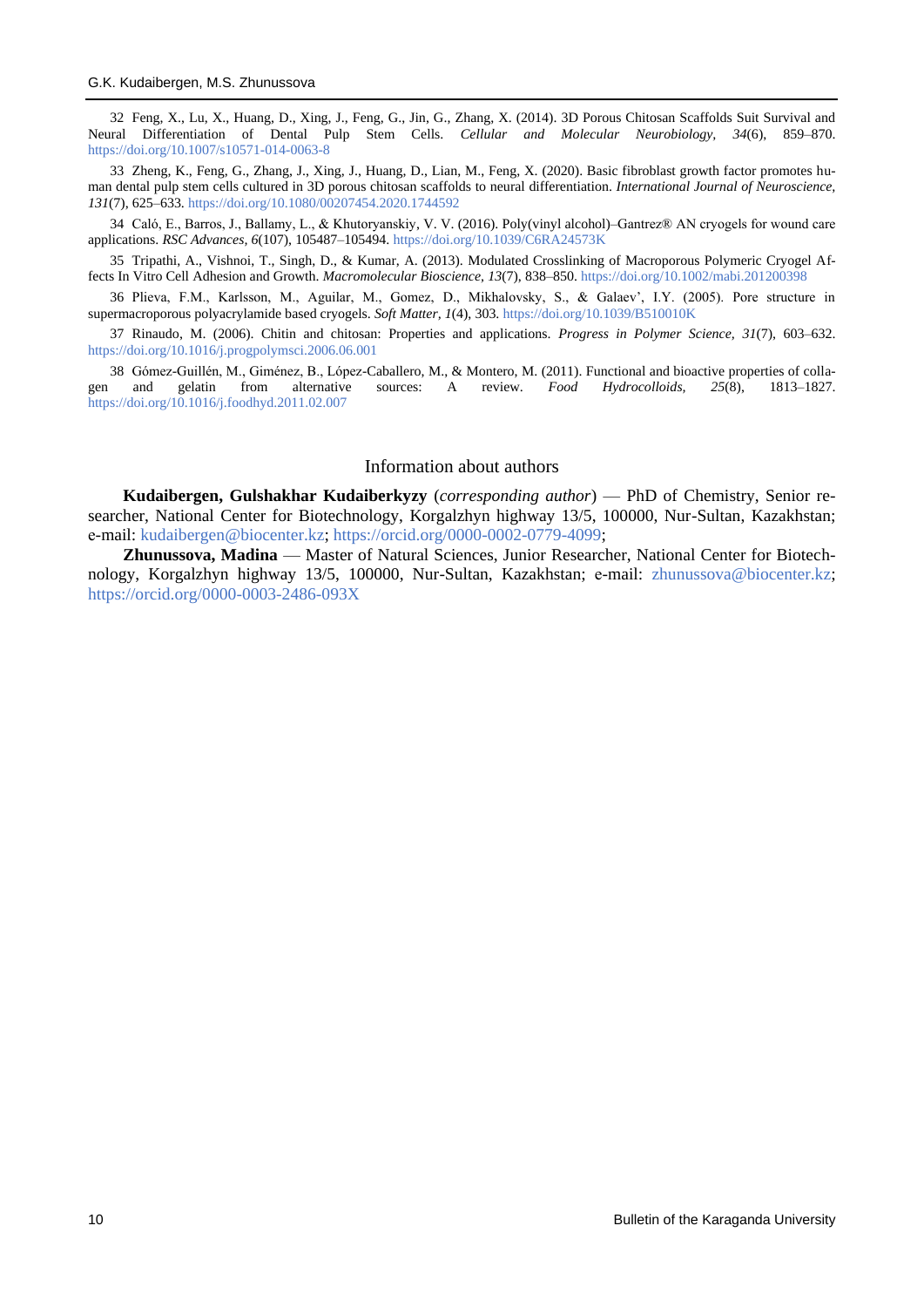32 Feng, X., Lu, X., Huang, D., Xing, J., Feng, G., Jin, G., Zhang, X. (2014). 3D Porous Chitosan Scaffolds Suit Survival and Neural Differentiation of Dental Pulp Stem Cells. *Cellular and Molecular Neurobiology, 34*(6), 859–870. https://doi.org/10.1007/s10571-014-0063-8

33 Zheng, K., Feng, G., Zhang, J., Xing, J., Huang, D., Lian, M., Feng, X. (2020). Basic fibroblast growth factor promotes human dental pulp stem cells cultured in 3D porous chitosan scaffolds to neural differentiation. *International Journal of Neuroscience, 131*(7), 625–633. https://doi.org/10.1080/00207454.2020.1744592

34 Caló, E., Barros, J., Ballamy, L., & Khutoryanskiy, V. V. (2016). Poly(vinyl alcohol)–Gantrez® AN cryogels for wound care applications. *RSC Advances, 6*(107), 105487–105494. https://doi.org/10.1039/C6RA24573K

35 Tripathi, A., Vishnoi, T., Singh, D., & Kumar, A. (2013). Modulated Crosslinking of Macroporous Polymeric Cryogel Affects In Vitro Cell Adhesion and Growth. *Macromolecular Bioscience, 13*(7), 838–850. https://doi.org/10.1002/mabi.201200398

36 Plieva, F.M., Karlsson, M., Aguilar, M., Gomez, D., Mikhalovsky, S., & Galaev', I.Y. (2005). Pore structure in supermacroporous polyacrylamide based cryogels. *Soft Matter, 1*(4), 303. https://doi.org/10.1039/B510010K

37 Rinaudo, M. (2006). Chitin and chitosan: Properties and applications. *Progress in Polymer Science, 31*(7), 603–632. https://doi.org/10.1016/j.progpolymsci.2006.06.001

38 Gómez-Guillén, M., Giménez, B., López-Caballero, M., & Montero, M. (2011). Functional and bioactive properties of collagen and gelatin from alternative sources: A review. *Food Hydrocolloids, 25*(8), 1813–1827. https://doi.org/10.1016/j.foodhyd.2011.02.007

## Information about authors

**Kudaibergen, Gulshakhar Kudaiberkyzy** (*corresponding author*) — PhD of Chemistry, Senior researcher, National Center for Biotechnology, Korgalzhyn highway 13/5, 100000, Nur-Sultan, Kazakhstan; e-mail: kudaibergen@biocenter.kz; https://orcid.org/0000-0002-0779-4099;

**Zhunussova, Madina** — Master of Natural Sciences, Junior Researcher, National Center for Biotechnology, Korgalzhyn highway 13/5, 100000, Nur-Sultan, Kazakhstan; e-mail: zhunussova@biocenter.kz; https://orcid.org/0000-0003-2486-093X